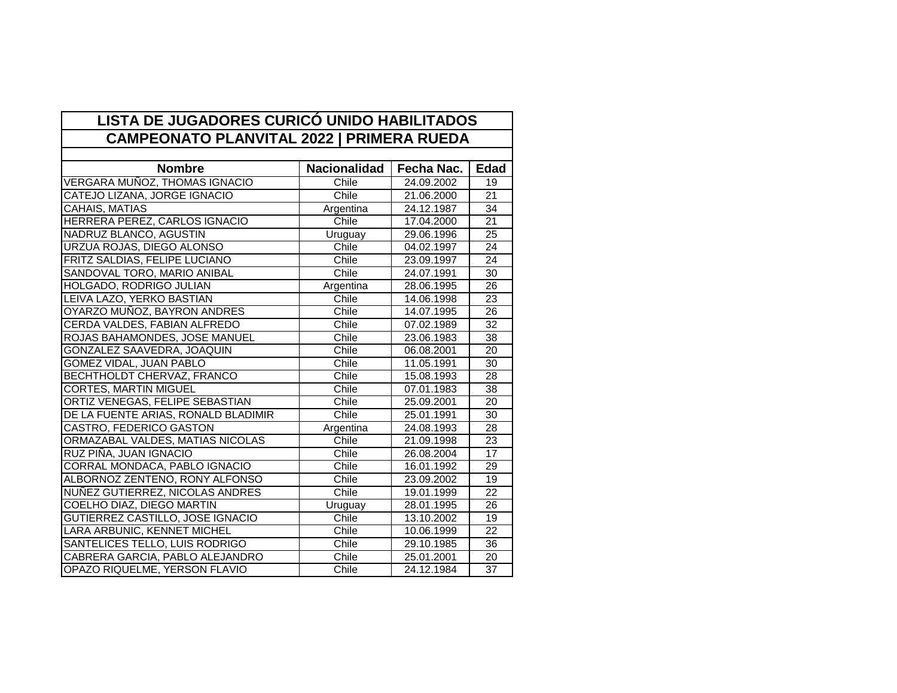# LISTA DE JUGADORES CURICÓ UNIDO HABILITADOS

## CAMPEONATO PLANVITAL 2022 | PRIMERA RUEDA

| Nombre | Nacionalidad | Fecha Nac. | Edad |
|---|---|---|---|
| VERGARA MUÑOZ, THOMAS IGNACIO | Chile | 24.09.2002 | 19 |
| CATEJO LIZANA, JORGE IGNACIO | Chile | 21.06.2000 | 21 |
| CAHAIS, MATIAS | Argentina | 24.12.1987 | 34 |
| HERRERA PEREZ, CARLOS IGNACIO | Chile | 17.04.2000 | 21 |
| NADRUZ BLANCO, AGUSTIN | Uruguay | 29.06.1996 | 25 |
| URZUA ROJAS, DIEGO ALONSO | Chile | 04.02.1997 | 24 |
| FRITZ SALDIAS, FELIPE LUCIANO | Chile | 23.09.1997 | 24 |
| SANDOVAL TORO, MARIO ANIBAL | Chile | 24.07.1991 | 30 |
| HOLGADO, RODRIGO JULIAN | Argentina | 28.06.1995 | 26 |
| LEIVA LAZO, YERKO BASTIAN | Chile | 14.06.1998 | 23 |
| OYARZO MUÑOZ, BAYRON ANDRES | Chile | 14.07.1995 | 26 |
| CERDA VALDES, FABIAN ALFREDO | Chile | 07.02.1989 | 32 |
| ROJAS BAHAMONDES, JOSE MANUEL | Chile | 23.06.1983 | 38 |
| GONZALEZ SAAVEDRA, JOAQUIN | Chile | 06.08.2001 | 20 |
| GOMEZ VIDAL, JUAN PABLO | Chile | 11.05.1991 | 30 |
| BECHTHOLDT CHERVAZ, FRANCO | Chile | 15.08.1993 | 28 |
| CORTES, MARTIN MIGUEL | Chile | 07.01.1983 | 38 |
| ORTIZ VENEGAS, FELIPE SEBASTIAN | Chile | 25.09.2001 | 20 |
| DE LA FUENTE ARIAS, RONALD BLADIMIR | Chile | 25.01.1991 | 30 |
| CASTRO, FEDERICO GASTON | Argentina | 24.08.1993 | 28 |
| ORMAZABAL VALDES, MATIAS NICOLAS | Chile | 21.09.1998 | 23 |
| RUZ PIÑA, JUAN IGNACIO | Chile | 26.08.2004 | 17 |
| CORRAL MONDACA, PABLO IGNACIO | Chile | 16.01.1992 | 29 |
| ALBORNOZ ZENTENO, RONY ALFONSO | Chile | 23.09.2002 | 19 |
| NUÑEZ GUTIERREZ, NICOLAS ANDRES | Chile | 19.01.1999 | 22 |
| COELHO DIAZ, DIEGO MARTIN | Uruguay | 28.01.1995 | 26 |
| GUTIERREZ CASTILLO, JOSE IGNACIO | Chile | 13.10.2002 | 19 |
| LARA ARBUNIC, KENNET MICHEL | Chile | 10.06.1999 | 22 |
| SANTELICES TELLO, LUIS RODRIGO | Chile | 29.10.1985 | 36 |
| CABRERA GARCIA, PABLO ALEJANDRO | Chile | 25.01.2001 | 20 |
| OPAZO RIQUELME, YERSON FLAVIO | Chile | 24.12.1984 | 37 |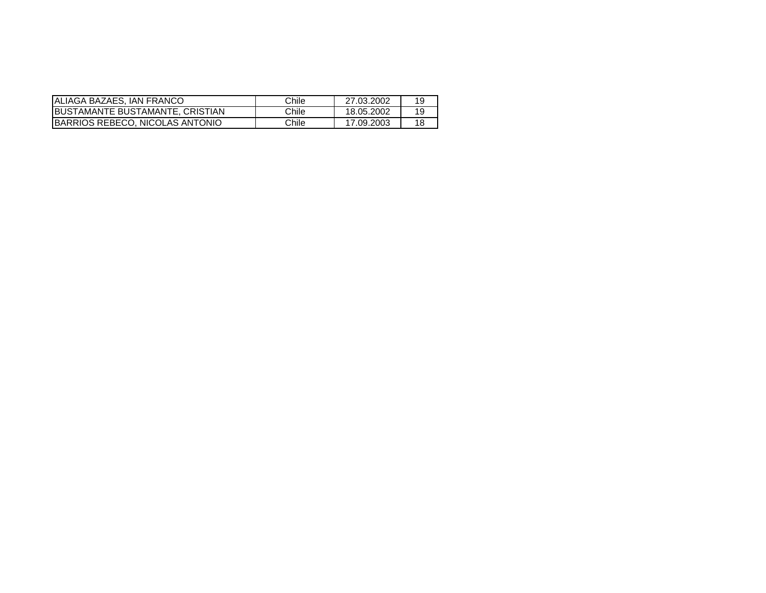| | | | |
|---|---|---|---|
| ALIAGA BAZAES, IAN FRANCO | Chile | 27.03.2002 | 19 |
| BUSTAMANTE BUSTAMANTE, CRISTIAN | Chile | 18.05.2002 | 19 |
| BARRIOS REBECO, NICOLAS ANTONIO | Chile | 17.09.2003 | 18 |